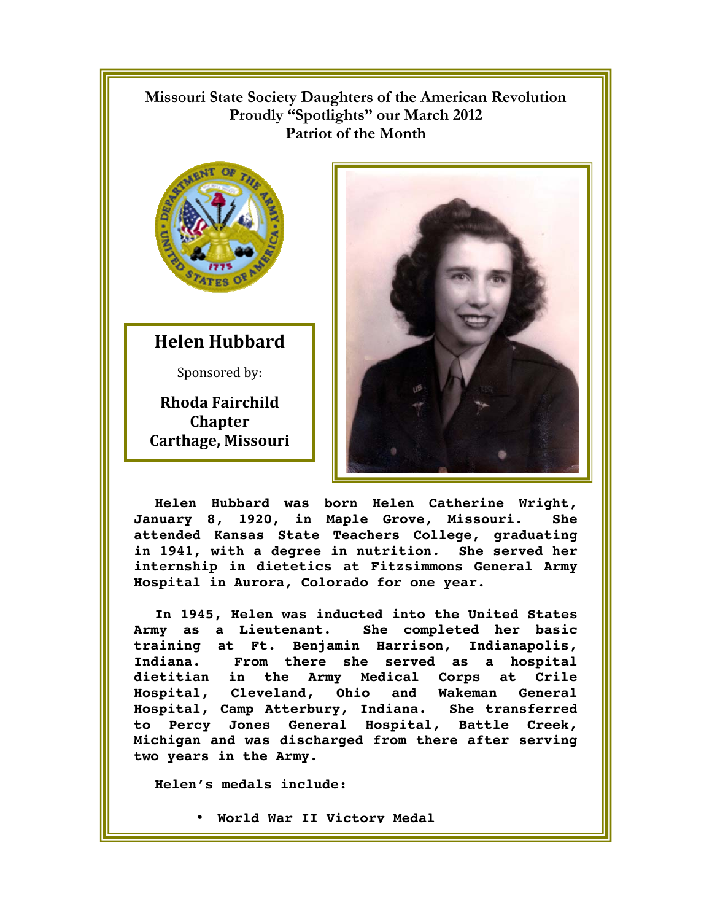**Missouri State Society Daughters of the American Revolution**
**Proudly "Spotlights" our March 2012**
**Patriot of the Month**

## Helen Hubbard

Sponsored by:

**Rhoda Fairchild Chapter**
**Carthage, Missouri**

Helen Hubbard was born Helen Catherine Wright, January 8, 1920, in Maple Grove, Missouri. She attended Kansas State Teachers College, graduating in 1941, with a degree in nutrition. She served her internship in dietetics at Fitzsimmons General Army Hospital in Aurora, Colorado for one year.

In 1945, Helen was inducted into the United States Army as a Lieutenant. She completed her basic training at Ft. Benjamin Harrison, Indianapolis, Indiana. From there she served as a hospital dietitian in the Army Medical Corps at Crile Hospital, Cleveland, Ohio and Wakeman General Hospital, Camp Atterbury, Indiana. She transferred to Percy Jones General Hospital, Battle Creek, Michigan and was discharged from there after serving two years in the Army.

Helen's medals include:

- World War II Victory Medal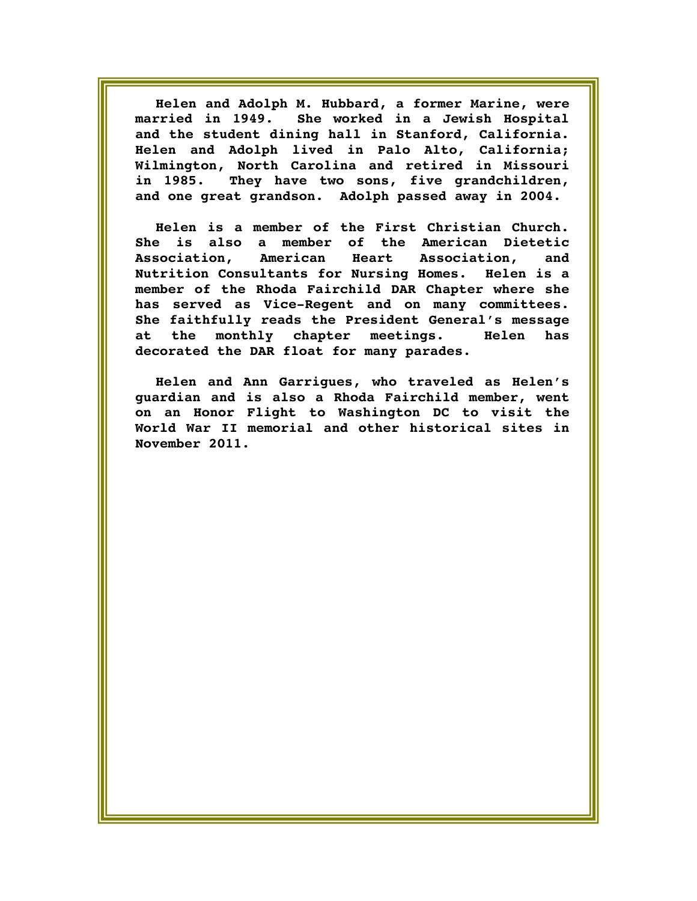Helen and Adolph M. Hubbard, a former Marine, were married in 1949. She worked in a Jewish Hospital and the student dining hall in Stanford, California. Helen and Adolph lived in Palo Alto, California; Wilmington, North Carolina and retired in Missouri in 1985. They have two sons, five grandchildren, and one great grandson. Adolph passed away in 2004.

Helen is a member of the First Christian Church. She is also a member of the American Dietetic Association, American Heart Association, and Nutrition Consultants for Nursing Homes. Helen is a member of the Rhoda Fairchild DAR Chapter where she has served as Vice-Regent and on many committees. She faithfully reads the President General's message at the monthly chapter meetings. Helen has decorated the DAR float for many parades.

Helen and Ann Garrigues, who traveled as Helen's guardian and is also a Rhoda Fairchild member, went on an Honor Flight to Washington DC to visit the World War II memorial and other historical sites in November 2011.